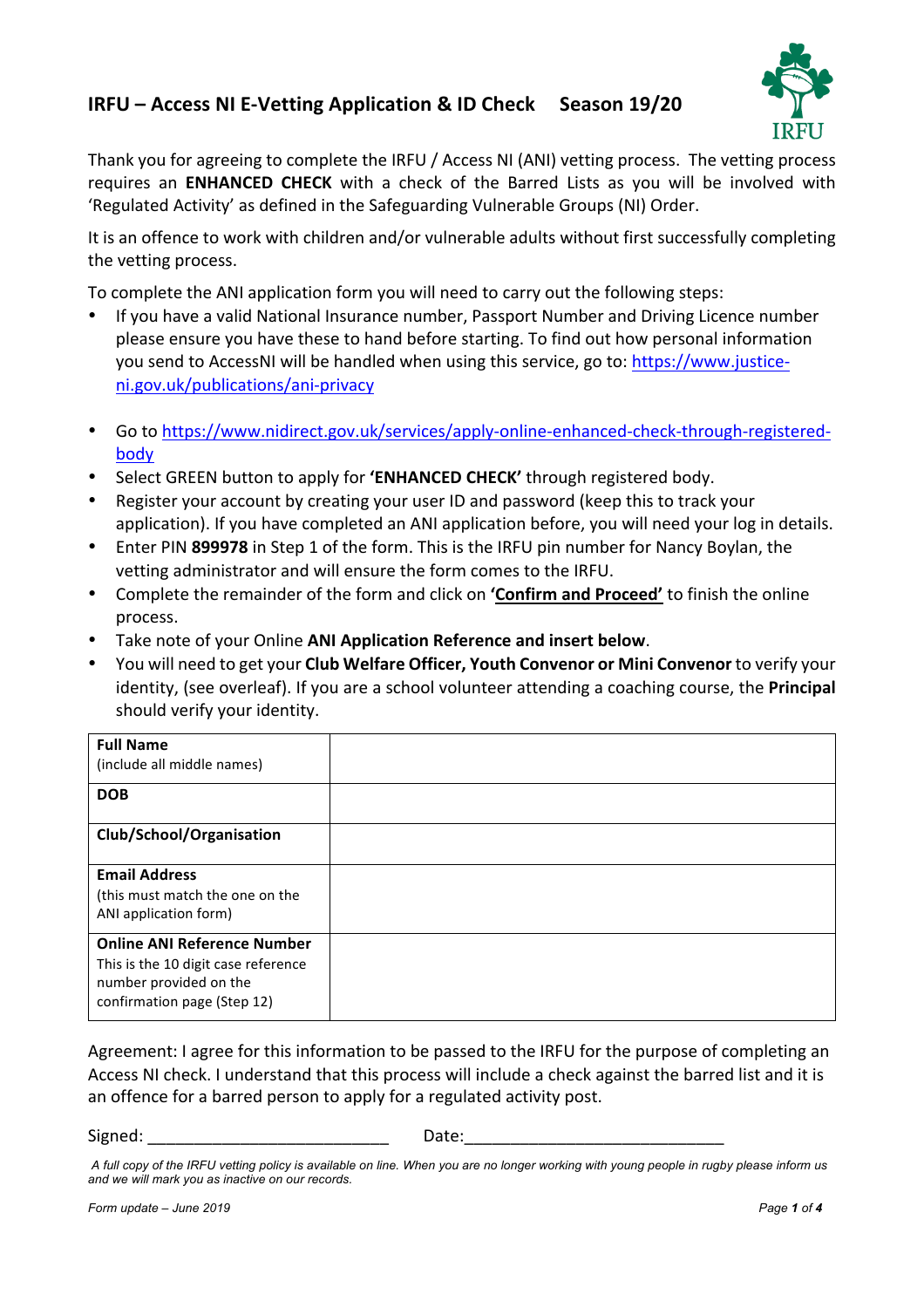# IRFU – Access NI E-Vetting Application & ID Check Season 19/20

Thank you for agreeing to complete the IRFU / Access NI (ANI) vetting process. The vetting process requires an **ENHANCED CHECK** with a check of the Barred Lists as you will be involved with 'Regulated Activity' as defined in the Safeguarding Vulnerable Groups (NI) Order.

It is an offence to work with children and/or vulnerable adults without first successfully completing the vetting process.

To complete the ANI application form you will need to carry out the following steps:

- If you have a valid National Insurance number, Passport Number and Driving Licence number please ensure you have these to hand before starting. To find out how personal information you send to AccessNI will be handled when using this service, go to: https://www.justice-ni.gov.uk/publications/ani-privacy
- Go to https://www.nidirect.gov.uk/services/apply-online-enhanced-check-through-registered-body
- Select GREEN button to apply for **'ENHANCED CHECK'** through registered body.
- Register your account by creating your user ID and password (keep this to track your application). If you have completed an ANI application before, you will need your log in details.
- Enter PIN **899978** in Step 1 of the form. This is the IRFU pin number for Nancy Boylan, the vetting administrator and will ensure the form comes to the IRFU.
- Complete the remainder of the form and click on **'Confirm and Proceed'** to finish the online process.
- Take note of your Online **ANI Application Reference and insert below**.
- You will need to get your **Club Welfare Officer, Youth Convenor or Mini Convenor** to verify your identity, (see overleaf). If you are a school volunteer attending a coaching course, the **Principal** should verify your identity.

| | |
|---|---|
| **Full Name** (include all middle names) | |
| **DOB** | |
| **Club/School/Organisation** | |
| **Email Address** (this must match the one on the ANI application form) | |
| **Online ANI Reference Number** This is the 10 digit case reference number provided on the confirmation page (Step 12) | |

Agreement: I agree for this information to be passed to the IRFU for the purpose of completing an Access NI check. I understand that this process will include a check against the barred list and it is an offence for a barred person to apply for a regulated activity post.

Signed: ___________________________ Date:____________________________

*A full copy of the IRFU vetting policy is available on line. When you are no longer working with young people in rugby please inform us and we will mark you as inactive on our records.*

*Form update – June 2019*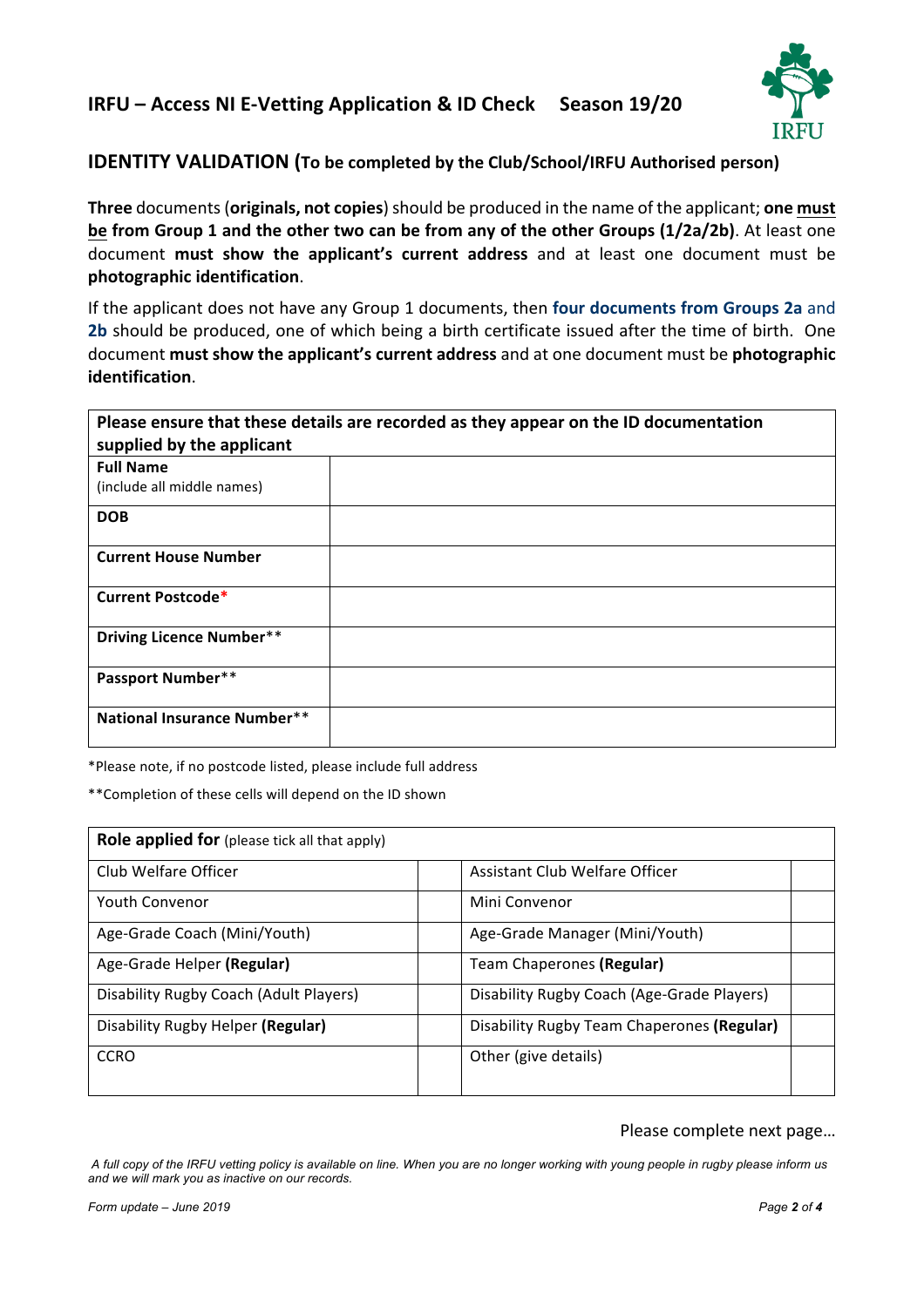## IRFU – Access NI E-Vetting Application & ID Check Season 19/20

## IDENTITY VALIDATION (To be completed by the Club/School/IRFU Authorised person)

**Three** documents (**originals, not copies**) should be produced in the name of the applicant; **one must be from Group 1 and the other two can be from any of the other Groups (1/2a/2b)**. At least one document **must show the applicant's current address** and at least one document must be **photographic identification**.

If the applicant does not have any Group 1 documents, then **four documents from Groups 2a** and **2b** should be produced, one of which being a birth certificate issued after the time of birth. One document **must show the applicant's current address** and at one document must be **photographic identification**.

| **Please ensure that these details are recorded as they appear on the ID documentation supplied by the applicant** | |
|---|---|
| **Full Name** (include all middle names) | |
| **DOB** | |
| **Current House Number** | |
| **Current Postcode*** | |
| **Driving Licence Number**** | |
| **Passport Number**** | |
| **National Insurance Number**** | |

*Please note, if no postcode listed, please include full address

**Completion of these cells will depend on the ID shown

| **Role applied for** (please tick all that apply) | | | |
|---|---|---|---|
| Club Welfare Officer | | Assistant Club Welfare Officer | |
| Youth Convenor | | Mini Convenor | |
| Age-Grade Coach (Mini/Youth) | | Age-Grade Manager (Mini/Youth) | |
| Age-Grade Helper **(Regular)** | | Team Chaperones **(Regular)** | |
| Disability Rugby Coach (Adult Players) | | Disability Rugby Coach (Age-Grade Players) | |
| Disability Rugby Helper **(Regular)** | | Disability Rugby Team Chaperones **(Regular)** | |
| CCRO | | Other (give details) | |

Please complete next page…

*A full copy of the IRFU vetting policy is available on line. When you are no longer working with young people in rugby please inform us and we will mark you as inactive on our records.*

*Form update – June 2019*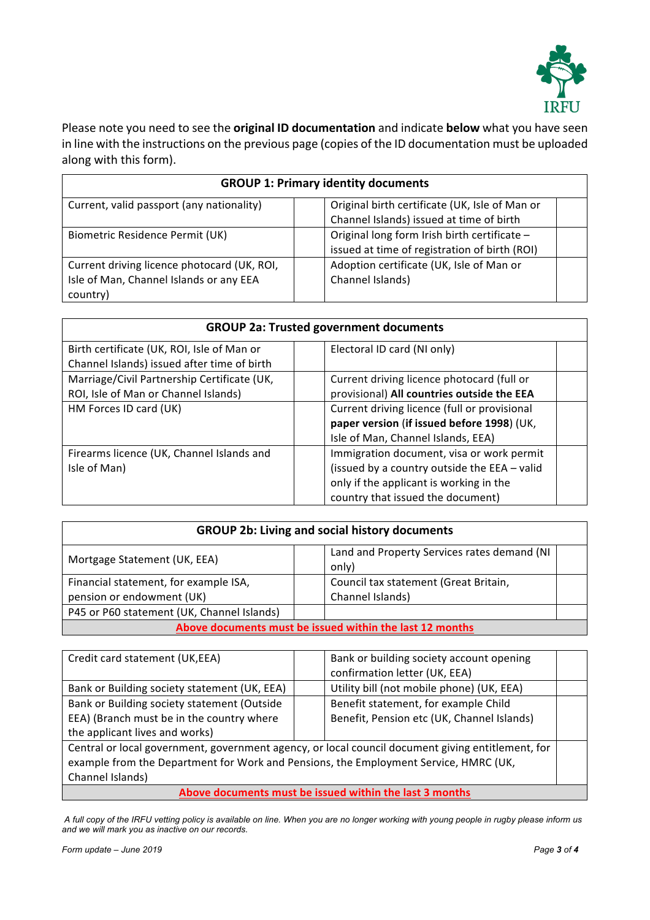IRFU

Please note you need to see the **original ID documentation** and indicate **below** what you have seen in line with the instructions on the previous page (copies of the ID documentation must be uploaded along with this form).

| **GROUP 1: Primary identity documents** | | | |
|---|---|---|---|
| Current, valid passport (any nationality) | | Original birth certificate (UK, Isle of Man or Channel Islands) issued at time of birth | |
| Biometric Residence Permit (UK) | | Original long form Irish birth certificate – issued at time of registration of birth (ROI) | |
| Current driving licence photocard (UK, ROI, Isle of Man, Channel Islands or any EEA country) | | Adoption certificate (UK, Isle of Man or Channel Islands) | |

| **GROUP 2a: Trusted government documents** | | | |
|---|---|---|---|
| Birth certificate (UK, ROI, Isle of Man or Channel Islands) issued after time of birth | | Electoral ID card (NI only) | |
| Marriage/Civil Partnership Certificate (UK, ROI, Isle of Man or Channel Islands) | | Current driving licence photocard (full or provisional) **All countries outside the EEA** | |
| HM Forces ID card (UK) | | Current driving licence (full or provisional **paper version** (**if issued before 1998**) (UK, Isle of Man, Channel Islands, EEA) | |
| Firearms licence (UK, Channel Islands and Isle of Man) | | Immigration document, visa or work permit (issued by a country outside the EEA – valid only if the applicant is working in the country that issued the document) | |

| **GROUP 2b: Living and social history documents** | | | |
|---|---|---|---|
| Mortgage Statement (UK, EEA) | | Land and Property Services rates demand (NI only) | |
| Financial statement, for example ISA, pension or endowment (UK) | | Council tax statement (Great Britain, Channel Islands) | |
| P45 or P60 statement (UK, Channel Islands) | | | |
| **Above documents must be issued within the last 12 months** | | | |

| | | | |
|---|---|---|---|
| Credit card statement (UK,EEA) | | Bank or building society account opening confirmation letter (UK, EEA) | |
| Bank or Building society statement (UK, EEA) | | Utility bill (not mobile phone) (UK, EEA) | |
| Bank or Building society statement (Outside EEA) (Branch must be in the country where the applicant lives and works) | | Benefit statement, for example Child Benefit, Pension etc (UK, Channel Islands) | |
| Central or local government, government agency, or local council document giving entitlement, for example from the Department for Work and Pensions, the Employment Service, HMRC (UK, Channel Islands) | | | |
| **Above documents must be issued within the last 3 months** | | | |

*A full copy of the IRFU vetting policy is available on line. When you are no longer working with young people in rugby please inform us and we will mark you as inactive on our records.*

*Form update – June 2019*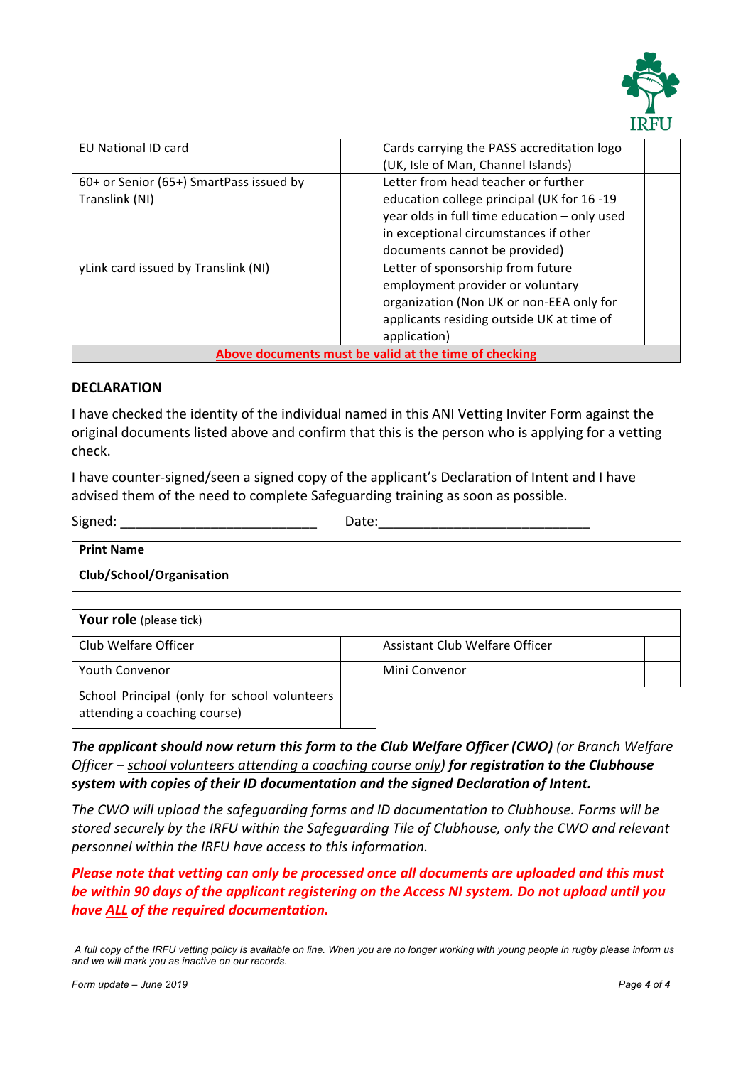| | | | |
|---|---|---|---|
| EU National ID card | | Cards carrying the PASS accreditation logo (UK, Isle of Man, Channel Islands) | |
| 60+ or Senior (65+) SmartPass issued by Translink (NI) | | Letter from head teacher or further education college principal (UK for 16 -19 year olds in full time education – only used in exceptional circumstances if other documents cannot be provided) | |
| yLink card issued by Translink (NI) | | Letter of sponsorship from future employment provider or voluntary organization (Non UK or non-EEA only for applicants residing outside UK at time of application) | |
| **Above documents must be valid at the time of checking** | | | |

**DECLARATION**

I have checked the identity of the individual named in this ANI Vetting Inviter Form against the original documents listed above and confirm that this is the person who is applying for a vetting check.

I have counter-signed/seen a signed copy of the applicant's Declaration of Intent and I have advised them of the need to complete Safeguarding training as soon as possible.

Signed: ___________________________ Date:_____________________________

| | |
|---|---|
| **Print Name** | |
| **Club/School/Organisation** | |

| | | | |
|---|---|---|---|
| **Your role** (please tick) | | | |
| Club Welfare Officer | | Assistant Club Welfare Officer | |
| Youth Convenor | | Mini Convenor | |
| School Principal (only for school volunteers attending a coaching course) | | | |

***The applicant should now return this form to the Club Welfare Officer (CWO)*** *(or Branch Welfare Officer – school volunteers attending a coaching course only)* ***for registration to the Clubhouse system with copies of their ID documentation and the signed Declaration of Intent.***

*The CWO will upload the safeguarding forms and ID documentation to Clubhouse. Forms will be stored securely by the IRFU within the Safeguarding Tile of Clubhouse, only the CWO and relevant personnel within the IRFU have access to this information.*

***Please note that vetting can only be processed once all documents are uploaded and this must be within 90 days of the applicant registering on the Access NI system. Do not upload until you have ALL of the required documentation.***

*A full copy of the IRFU vetting policy is available on line. When you are no longer working with young people in rugby please inform us and we will mark you as inactive on our records.*

*Form update – June 2019*